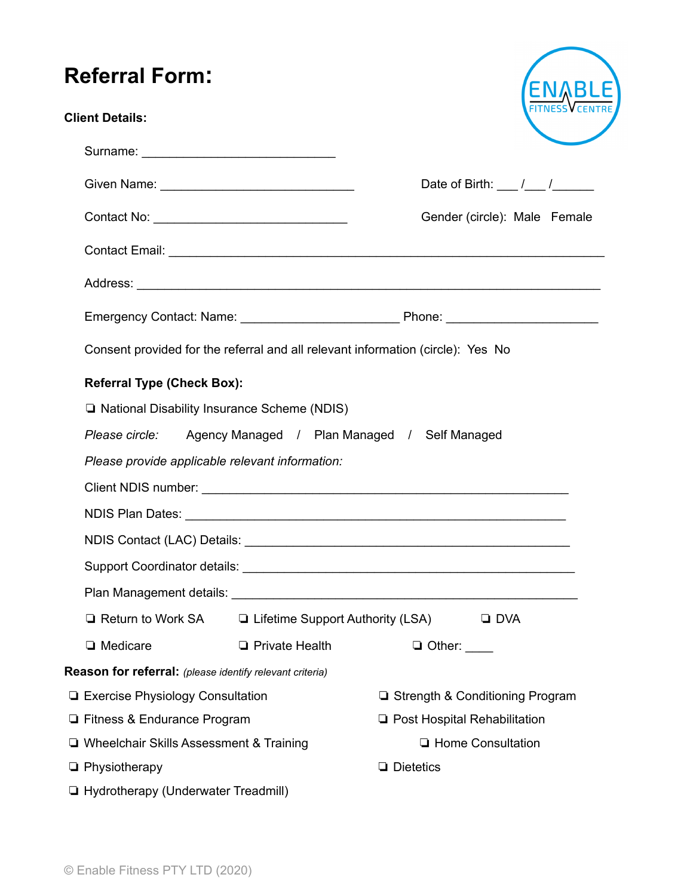# Referral Form:

ENABLE FITNESS CENTRE

**Client Details:**

Surname: ____________________________

Given Name: ____________________________ Date of Birth: ___ /___ /______

Contact No: ____________________________ Gender (circle): Male Female

Contact Email: _______________________________________________________________

Address: _______________________________________________________________

Emergency Contact: Name: _______________________ Phone: ______________________

Consent provided for the referral and all relevant information (circle): Yes No

**Referral Type (Check Box):**

❏ National Disability Insurance Scheme (NDIS)

*Please circle:* Agency Managed / Plan Managed / Self Managed

*Please provide applicable relevant information:*

Client NDIS number: _____________________________________________________

NDIS Plan Dates: _______________________________________________________

NDIS Contact (LAC) Details: _______________________________________________

Support Coordinator details: _______________________________________________

Plan Management details: __________________________________________________

❏ Return to Work SA ❏ Lifetime Support Authority (LSA) ❏ DVA

❏ Medicare ❏ Private Health ❏ Other: ____

**Reason for referral:** *(please identify relevant criteria)*

❏ Exercise Physiology Consultation

❏ Fitness & Endurance Program

❏ Wheelchair Skills Assessment & Training

❏ Physiotherapy

❏ Hydrotherapy (Underwater Treadmill)

❏ Strength & Conditioning Program

❏ Post Hospital Rehabilitation

❏ Home Consultation

❏ Dietetics

© Enable Fitness PTY LTD (2020)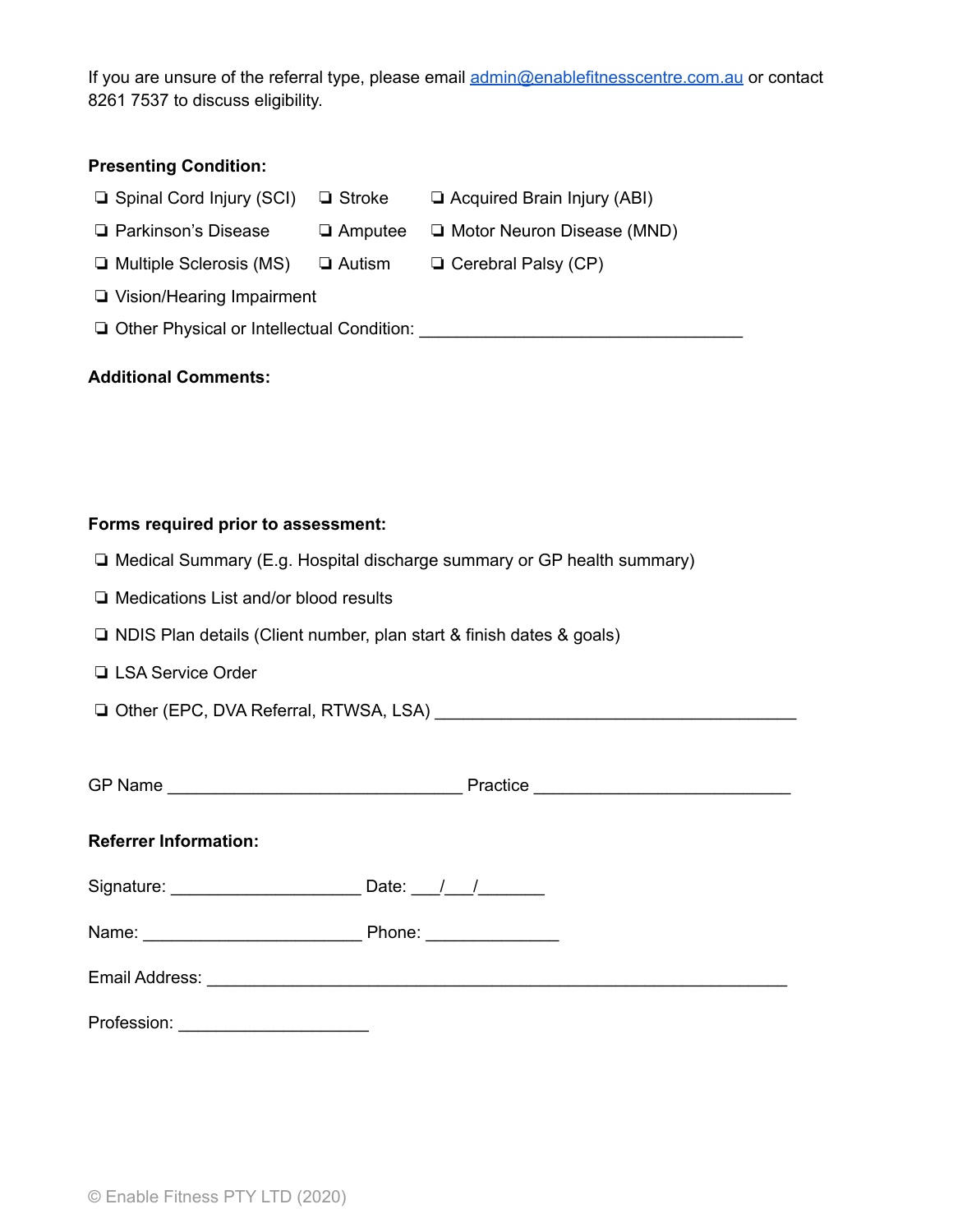If you are unsure of the referral type, please email admin@enablefitnesscentre.com.au or contact 8261 7537 to discuss eligibility.

**Presenting Condition:**

❏ Spinal Cord Injury (SCI) ❏ Stroke ❏ Acquired Brain Injury (ABI)

❏ Parkinson's Disease ❏ Amputee ❏ Motor Neuron Disease (MND)

❏ Multiple Sclerosis (MS) ❏ Autism ❏ Cerebral Palsy (CP)

❏ Vision/Hearing Impairment

❏ Other Physical or Intellectual Condition: ___________________________________

**Additional Comments:**

**Forms required prior to assessment:**

❏ Medical Summary (E.g. Hospital discharge summary or GP health summary)

❏ Medications List and/or blood results

❏ NDIS Plan details (Client number, plan start & finish dates & goals)

❏ LSA Service Order

❏ Other (EPC, DVA Referral, RTWSA, LSA) _______________________________________

GP Name ________________________________ Practice ____________________________

**Referrer Information:**

Signature: ____________________ Date: ___/___/_______

Name: _______________________ Phone: ______________

Email Address: ______________________________________________________________

Profession: ____________________

© Enable Fitness PTY LTD (2020)